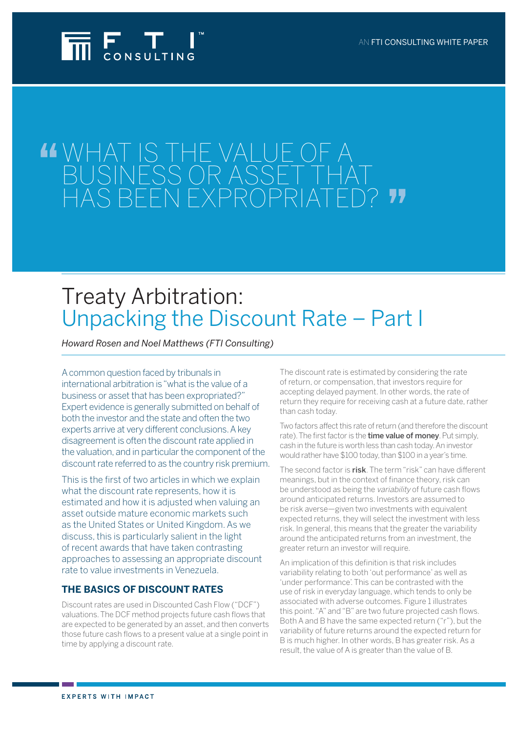AN FTI CONSULTING WHITE PAPER

# "WHAT IS THE VALUE OF A BUSINESS OR ASSET THAT HAS BEEN EXPROPRIATED?"

# Treaty Arbitration: Unpacking the Discount Rate – Part I

*Howard Rosen and Noel Matthews (FTI Consulting)*

A common question faced by tribunals in international arbitration is "what is the value of a business or asset that has been expropriated?" Expert evidence is generally submitted on behalf of both the investor and the state and often the two experts arrive at very different conclusions. A key disagreement is often the discount rate applied in the valuation, and in particular the component of the discount rate referred to as the country risk premium.

This is the first of two articles in which we explain what the discount rate represents, how it is estimated and how it is adjusted when valuing an asset outside mature economic markets such as the United States or United Kingdom. As we discuss, this is particularly salient in the light of recent awards that have taken contrasting approaches to assessing an appropriate discount rate to value investments in Venezuela.

## THE BASICS OF DISCOUNT RATES

Discount rates are used in Discounted Cash Flow ("DCF") valuations. The DCF method projects future cash flows that are expected to be generated by an asset, and then converts those future cash flows to a present value at a single point in time by applying a discount rate.

The discount rate is estimated by considering the rate of return, or compensation, that investors require for accepting delayed payment. In other words, the rate of return they require for receiving cash at a future date, rather than cash today.

Two factors affect this rate of return (and therefore the discount rate). The first factor is the **time value of money**. Put simply, cash in the future is worth less than cash today. An investor would rather have $100 today, than $100 in a year's time.

The second factor is **risk**. The term "risk" can have different meanings, but in the context of finance theory, risk can be understood as being the *variability* of future cash flows around anticipated returns. Investors are assumed to be risk averse—given two investments with equivalent expected returns, they will select the investment with less risk. In general, this means that the greater the variability around the anticipated returns from an investment, the greater return an investor will require.

An implication of this definition is that risk includes variability relating to both 'out performance' as well as 'under performance'. This can be contrasted with the use of risk in everyday language, which tends to only be associated with adverse outcomes. Figure 1 illustrates this point. "A" and "B" are two future projected cash flows. Both A and B have the same expected return ("r"), but the variability of future returns around the expected return for B is much higher. In other words, B has greater risk. As a result, the value of A is greater than the value of B.

EXPERTS WITH IMPACT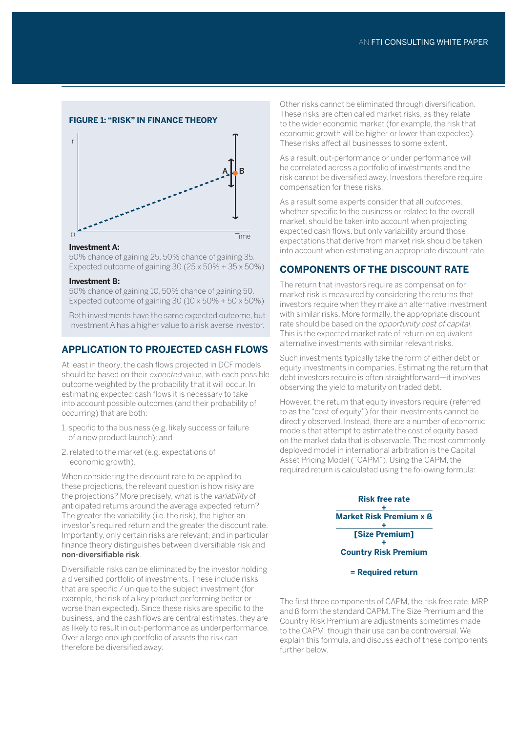**FIGURE 1: "RISK" IN FINANCE THEORY**

**Investment A:**

50% chance of gaining 25, 50% chance of gaining 35. Expected outcome of gaining 30 (25 x 50% + 35 x 50%)

**Investment B:**

50% chance of gaining 10, 50% chance of gaining 50. Expected outcome of gaining 30 (10 x 50% + 50 x 50%)

Both investments have the same expected outcome, but Investment A has a higher value to a risk averse investor.

## APPLICATION TO PROJECTED CASH FLOWS

At least in theory, the cash flows projected in DCF models should be based on their *expected* value, with each possible outcome weighted by the probability that it will occur. In estimating expected cash flows it is necessary to take into account possible outcomes (and their probability of occurring) that are both:

1. specific to the business (e.g. likely success or failure of a new product launch); and
2. related to the market (e.g. expectations of economic growth).

When considering the discount rate to be applied to these projections, the relevant question is how risky are the projections? More precisely, what is the *variability* of anticipated returns around the average expected return? The greater the variability (i.e. the risk), the higher an investor's required return and the greater the discount rate. Importantly, only certain risks are relevant, and in particular finance theory distinguishes between diversifiable risk and non-diversifiable risk.

Diversifiable risks can be eliminated by the investor holding a diversified portfolio of investments. These include risks that are specific / unique to the subject investment (for example, the risk of a key product performing better or worse than expected). Since these risks are specific to the business, and the cash flows are central estimates, they are as likely to result in out-performance as underperformance. Over a large enough portfolio of assets the risk can therefore be diversified away.

Other risks cannot be eliminated through diversification. These risks are often called market risks, as they relate to the wider economic market (for example, the risk that economic growth will be higher or lower than expected). These risks affect all businesses to some extent.

As a result, out-performance or under performance will be correlated across a portfolio of investments and the risk cannot be diversified away. Investors therefore require compensation for these risks.

As a result some experts consider that all *outcomes*, whether specific to the business or related to the overall market, should be taken into account when projecting expected cash flows, but only variability around those expectations that derive from market risk should be taken into account when estimating an appropriate discount rate.

## COMPONENTS OF THE DISCOUNT RATE

The return that investors require as compensation for market risk is measured by considering the returns that investors require when they make an alternative investment with similar risks. More formally, the appropriate discount rate should be based on the *opportunity cost of capital*. This is the expected market rate of return on equivalent alternative investments with similar relevant risks.

Such investments typically take the form of either debt or equity investments in companies. Estimating the return that debt investors require is often straightforward—it involves observing the yield to maturity on traded debt.

However, the return that equity investors require (referred to as the "cost of equity") for their investments cannot be directly observed. Instead, there are a number of economic models that attempt to estimate the cost of equity based on the market data that is observable. The most commonly deployed model in international arbitration is the Capital Asset Pricing Model ("CAPM"). Using the CAPM, the required return is calculated using the following formula:

**Risk free rate**
**+**
**Market Risk Premium x ß**
**+**
**[Size Premium]**
**+**
**Country Risk Premium**

**= Required return**

The first three components of CAPM, the risk free rate, MRP and ß form the standard CAPM. The Size Premium and the Country Risk Premium are adjustments sometimes made to the CAPM, though their use can be controversial. We explain this formula, and discuss each of these components further below.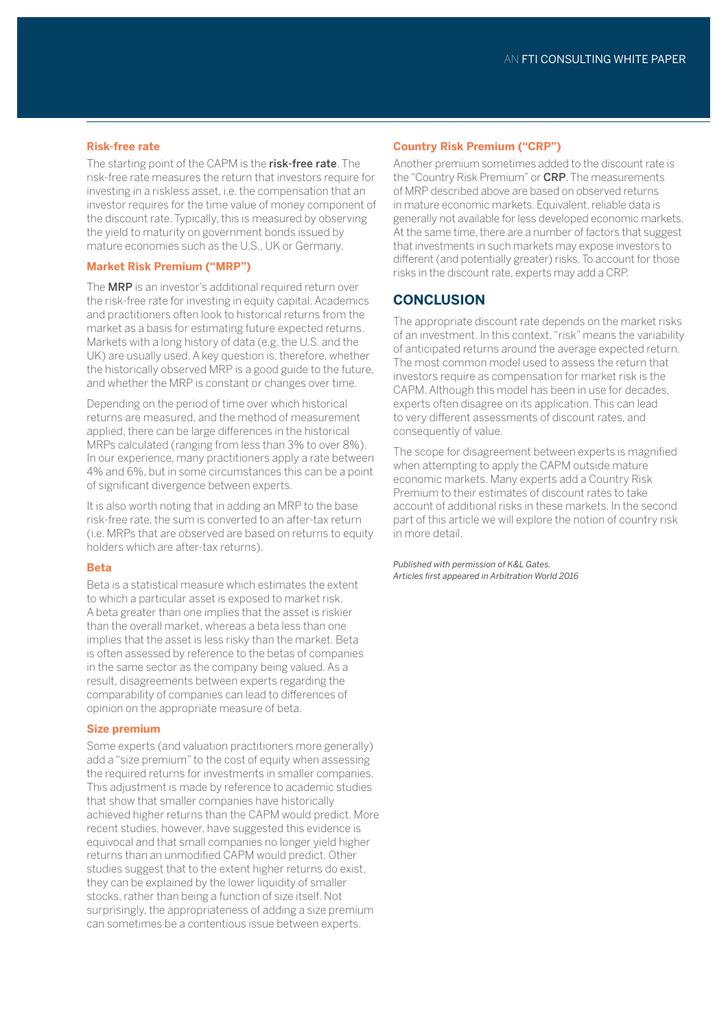### Risk-free rate

The starting point of the CAPM is the **risk-free rate**. The risk-free rate measures the return that investors require for investing in a riskless asset, i.e. the compensation that an investor requires for the time value of money component of the discount rate. Typically, this is measured by observing the yield to maturity on government bonds issued by mature economies such as the U.S., UK or Germany.

### Market Risk Premium ("MRP")

The **MRP** is an investor's additional required return over the risk-free rate for investing in equity capital. Academics and practitioners often look to historical returns from the market as a basis for estimating future expected returns. Markets with a long history of data (e.g. the U.S. and the UK) are usually used. A key question is, therefore, whether the historically observed MRP is a good guide to the future, and whether the MRP is constant or changes over time.

Depending on the period of time over which historical returns are measured, and the method of measurement applied, there can be large differences in the historical MRPs calculated (ranging from less than 3% to over 8%). In our experience, many practitioners apply a rate between 4% and 6%, but in some circumstances this can be a point of significant divergence between experts.

It is also worth noting that in adding an MRP to the base risk-free rate, the sum is converted to an after-tax return (i.e. MRPs that are observed are based on returns to equity holders which are after-tax returns).

### Beta

Beta is a statistical measure which estimates the extent to which a particular asset is exposed to market risk. A beta greater than one implies that the asset is riskier than the overall market, whereas a beta less than one implies that the asset is less risky than the market. Beta is often assessed by reference to the betas of companies in the same sector as the company being valued. As a result, disagreements between experts regarding the comparability of companies can lead to differences of opinion on the appropriate measure of beta.

### Size premium

Some experts (and valuation practitioners more generally) add a "size premium" to the cost of equity when assessing the required returns for investments in smaller companies. This adjustment is made by reference to academic studies that show that smaller companies have historically achieved higher returns than the CAPM would predict. More recent studies, however, have suggested this evidence is equivocal and that small companies no longer yield higher returns than an unmodified CAPM would predict. Other studies suggest that to the extent higher returns do exist, they can be explained by the lower liquidity of smaller stocks, rather than being a function of size itself. Not surprisingly, the appropriateness of adding a size premium can sometimes be a contentious issue between experts.

### Country Risk Premium ("CRP")

Another premium sometimes added to the discount rate is the "Country Risk Premium" or **CRP**. The measurements of MRP described above are based on observed returns in mature economic markets. Equivalent, reliable data is generally not available for less developed economic markets. At the same time, there are a number of factors that suggest that investments in such markets may expose investors to different (and potentially greater) risks. To account for those risks in the discount rate, experts may add a CRP.

## CONCLUSION

The appropriate discount rate depends on the market risks of an investment. In this context, "risk" means the variability of anticipated returns around the average expected return. The most common model used to assess the return that investors require as compensation for market risk is the CAPM. Although this model has been in use for decades, experts often disagree on its application. This can lead to very different assessments of discount rates, and consequently of value.

The scope for disagreement between experts is magnified when attempting to apply the CAPM outside mature economic markets. Many experts add a Country Risk Premium to their estimates of discount rates to take account of additional risks in these markets. In the second part of this article we will explore the notion of country risk in more detail.

*Published with permission of K&L Gates.*
*Articles first appeared in Arbitration World 2016*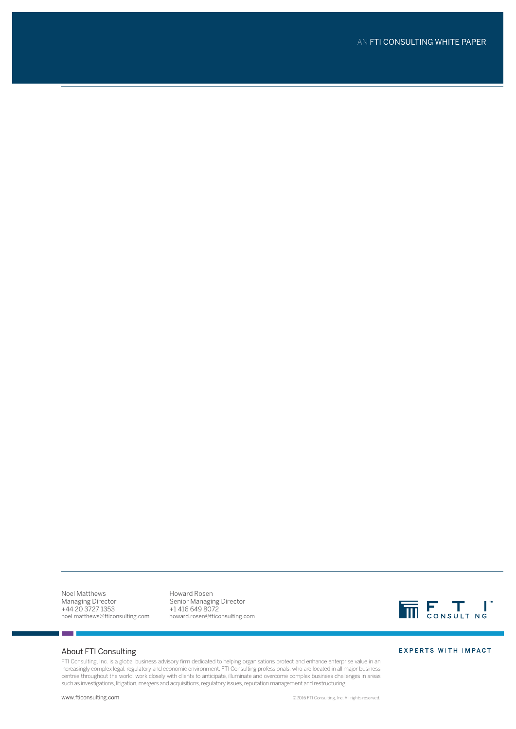AN FTI CONSULTING WHITE PAPER

Noel Matthews
Managing Director
+44 20 3727 1353
noel.matthews@fticonsulting.com

Howard Rosen
Senior Managing Director
+1 416 649 8072
howard.rosen@fticonsulting.com

EXPERTS WITH IMPACT

## About FTI Consulting

FTI Consulting, Inc. is a global business advisory firm dedicated to helping organisations protect and enhance enterprise value in an increasingly complex legal, regulatory and economic environment. FTI Consulting professionals, who are located in all major business centres throughout the world, work closely with clients to anticipate, illuminate and overcome complex business challenges in areas such as investigations, litigation, mergers and acquisitions, regulatory issues, reputation management and restructuring.

www.fticonsulting.com

©2016 FTI Consulting, Inc. All rights reserved.